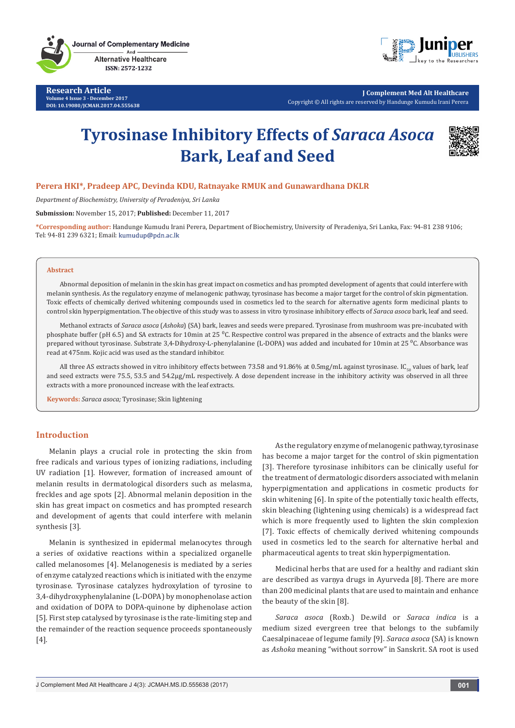# Tyrosinase Inhibitory Effects of *Saraca Asoca* Bark, Leaf and Seed

**Perera HKI*, Pradeep APC, Devinda KDU, Ratnayake RMUK and Gunawardhana DKLR**

*Department of Biochemistry, University of Peradeniya, Sri Lanka*

**Submission:** November 15, 2017; **Published:** December 11, 2017

***Corresponding author:** Handunge Kumudu Irani Perera, Department of Biochemistry, University of Peradeniya, Sri Lanka, Fax: 94-81 238 9106; Tel: 94-81 239 6321; Email: kumudup@pdn.ac.lk

## Abstract

Abnormal deposition of melanin in the skin has great impact on cosmetics and has prompted development of agents that could interfere with melanin synthesis. As the regulatory enzyme of melanogenic pathway, tyrosinase has become a major target for the control of skin pigmentation. Toxic effects of chemically derived whitening compounds used in cosmetics led to the search for alternative agents form medicinal plants to control skin hyperpigmentation. The objective of this study was to assess in vitro tyrosinase inhibitory effects of *Saraca asoca* bark, leaf and seed.

Methanol extracts of *Saraca asoca* (*Ashoka*) (SA) bark, leaves and seeds were prepared. Tyrosinase from mushroom was pre-incubated with phosphate buffer (pH 6.5) and SA extracts for 10min at 25 $^{0}$C. Respective control was prepared in the absence of extracts and the blanks were prepared without tyrosinase. Substrate 3,4-Dihydroxy-L-phenylalanine (L-DOPA) was added and incubated for 10min at 25 $^{0}$C. Absorbance was read at 475nm. Kojic acid was used as the standard inhibitor.

All three AS extracts showed in vitro inhibitory effects between 73.58 and 91.86% at 0.5mg/mL against tyrosinase. $IC_{50}$ values of bark, leaf and seed extracts were 75.5, 53.5 and 54.2µg/mL respectively. A dose dependent increase in the inhibitory activity was observed in all three extracts with a more pronounced increase with the leaf extracts.

**Keywords:** *Saraca asoca;* Tyrosinase; Skin lightening

## Introduction

Melanin plays a crucial role in protecting the skin from free radicals and various types of ionizing radiations, including UV radiation [1]. However, formation of increased amount of melanin results in dermatological disorders such as melasma, freckles and age spots [2]. Abnormal melanin deposition in the skin has great impact on cosmetics and has prompted research and development of agents that could interfere with melanin synthesis [3].

Melanin is synthesized in epidermal melanocytes through a series of oxidative reactions within a specialized organelle called melanosomes [4]. Melanogenesis is mediated by a series of enzyme catalyzed reactions which is initiated with the enzyme tyrosinase. Tyrosinase catalyzes hydroxylation of tyrosine to 3,4-dihydroxyphenylalanine (L-DOPA) by monophenolase action and oxidation of DOPA to DOPA-quinone by diphenolase action [5]. First step catalysed by tyrosinase is the rate-limiting step and the remainder of the reaction sequence proceeds spontaneously [4].

As the regulatory enzyme of melanogenic pathway, tyrosinase has become a major target for the control of skin pigmentation [3]. Therefore tyrosinase inhibitors can be clinically useful for the treatment of dermatologic disorders associated with melanin hyperpigmentation and applications in cosmetic products for skin whitening [6]. In spite of the potentially toxic health effects, skin bleaching (lightening using chemicals) is a widespread fact which is more frequently used to lighten the skin complexion [7]. Toxic effects of chemically derived whitening compounds used in cosmetics led to the search for alternative herbal and pharmaceutical agents to treat skin hyperpigmentation.

Medicinal herbs that are used for a healthy and radiant skin are described as varnya drugs in Ayurveda [8]. There are more than 200 medicinal plants that are used to maintain and enhance the beauty of the skin [8].

*Saraca asoca* (Roxb.) De.wild or *Saraca indica* is a medium sized evergreen tree that belongs to the subfamily Caesalpinaceae of legume family [9]. *Saraca asoca* (SA) is known as *Ashoka* meaning "without sorrow" in Sanskrit. SA root is used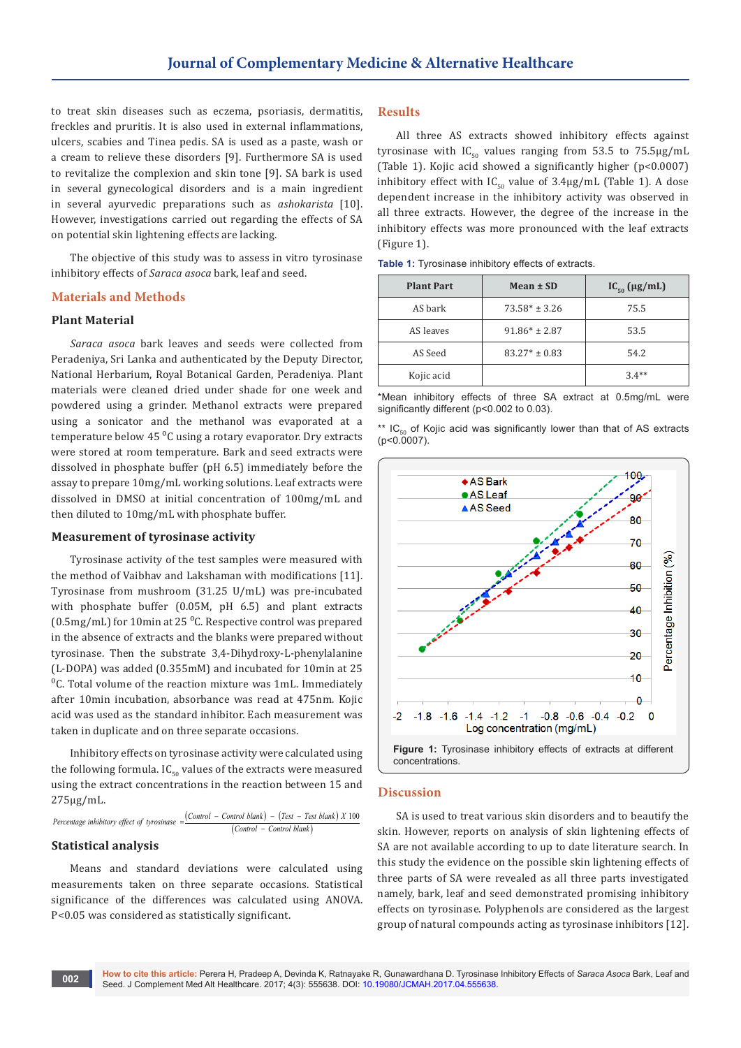to treat skin diseases such as eczema, psoriasis, dermatitis, freckles and pruritis. It is also used in external inflammations, ulcers, scabies and Tinea pedis. SA is used as a paste, wash or a cream to relieve these disorders [9]. Furthermore SA is used to revitalize the complexion and skin tone [9]. SA bark is used in several gynecological disorders and is a main ingredient in several ayurvedic preparations such as *ashokarista* [10]. However, investigations carried out regarding the effects of SA on potential skin lightening effects are lacking.

The objective of this study was to assess in vitro tyrosinase inhibitory effects of *Saraca asoca* bark, leaf and seed.

## Materials and Methods

### Plant Material

*Saraca asoca* bark leaves and seeds were collected from Peradeniya, Sri Lanka and authenticated by the Deputy Director, National Herbarium, Royal Botanical Garden, Peradeniya. Plant materials were cleaned dried under shade for one week and powdered using a grinder. Methanol extracts were prepared using a sonicator and the methanol was evaporated at a temperature below 45 $^{0}$C using a rotary evaporator. Dry extracts were stored at room temperature. Bark and seed extracts were dissolved in phosphate buffer (pH 6.5) immediately before the assay to prepare 10mg/mL working solutions. Leaf extracts were dissolved in DMSO at initial concentration of 100mg/mL and then diluted to 10mg/mL with phosphate buffer.

### Measurement of tyrosinase activity

Tyrosinase activity of the test samples were measured with the method of Vaibhav and Lakshaman with modifications [11]. Tyrosinase from mushroom (31.25 U/mL) was pre-incubated with phosphate buffer (0.05M, pH 6.5) and plant extracts (0.5mg/mL) for 10min at 25 $^{0}$C. Respective control was prepared in the absence of extracts and the blanks were prepared without tyrosinase. Then the substrate 3,4-Dihydroxy-L-phenylalanine (L-DOPA) was added (0.355mM) and incubated for 10min at 25 $^{0}$C. Total volume of the reaction mixture was 1mL. Immediately after 10min incubation, absorbance was read at 475nm. Kojic acid was used as the standard inhibitor. Each measurement was taken in duplicate and on three separate occasions.

Inhibitory effects on tyrosinase activity were calculated using the following formula. $IC_{50}$ values of the extracts were measured using the extract concentrations in the reaction between 15 and 275µg/mL.

$$\text{Percentage inhibitory effect of tyrosinase} = \frac{(\text{Control} - \text{Control blank}) - (\text{Test} - \text{Test blank}) \times 100}{(\text{Control} - \text{Control blank})}$$

### Statistical analysis

Means and standard deviations were calculated using measurements taken on three separate occasions. Statistical significance of the differences was calculated using ANOVA. P<0.05 was considered as statistically significant.

## Results

All three AS extracts showed inhibitory effects against tyrosinase with $IC_{50}$ values ranging from 53.5 to 75.5µg/mL (Table 1). Kojic acid showed a significantly higher (p<0.0007) inhibitory effect with $IC_{50}$ value of 3.4µg/mL (Table 1). A dose dependent increase in the inhibitory activity was observed in all three extracts. However, the degree of the increase in the inhibitory effects was more pronounced with the leaf extracts (Figure 1).

**Table 1:** Tyrosinase inhibitory effects of extracts.

| Plant Part | Mean ± SD | $IC_{50}$ (µg/mL) |
|---|---|---|
| AS bark | 73.58* ± 3.26 | 75.5 |
| AS leaves | 91.86* ± 2.87 | 53.5 |
| AS Seed | 83.27* ± 0.83 | 54.2 |
| Kojic acid | | 3.4** |

*Mean inhibitory effects of three SA extract at 0.5mg/mL were significantly different (p<0.002 to 0.03).

** $IC_{50}$ of Kojic acid was significantly lower than that of AS extracts (p<0.0007).

**Figure 1:** Tyrosinase inhibitory effects of extracts at different concentrations.

## Discussion

SA is used to treat various skin disorders and to beautify the skin. However, reports on analysis of skin lightening effects of SA are not available according to up to date literature search. In this study the evidence on the possible skin lightening effects of three parts of SA were revealed as all three parts investigated namely, bark, leaf and seed demonstrated promising inhibitory effects on tyrosinase. Polyphenols are considered as the largest group of natural compounds acting as tyrosinase inhibitors [12].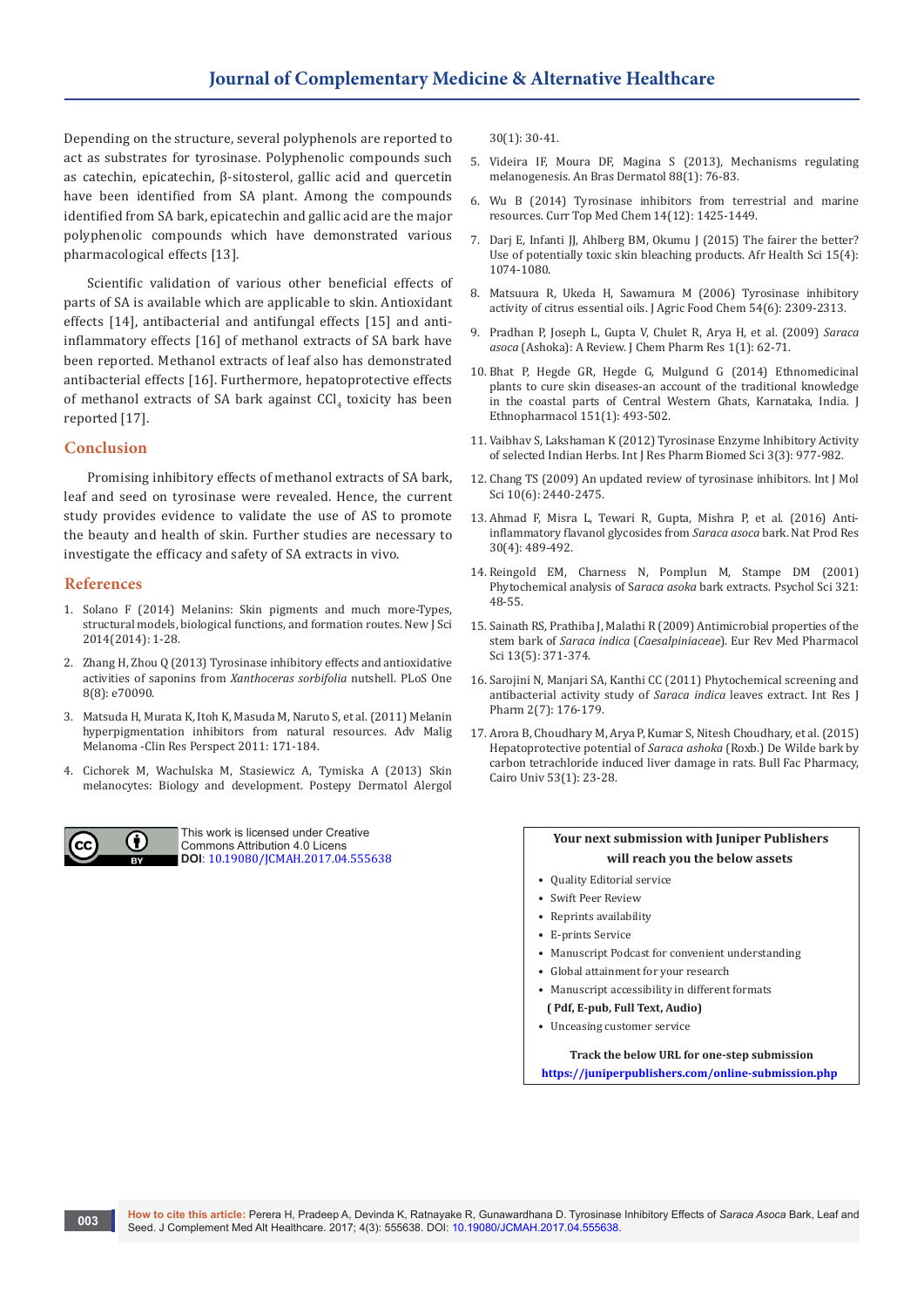Depending on the structure, several polyphenols are reported to act as substrates for tyrosinase. Polyphenolic compounds such as catechin, epicatechin, β-sitosterol, gallic acid and quercetin have been identified from SA plant. Among the compounds identified from SA bark, epicatechin and gallic acid are the major polyphenolic compounds which have demonstrated various pharmacological effects [13].

Scientific validation of various other beneficial effects of parts of SA is available which are applicable to skin. Antioxidant effects [14], antibacterial and antifungal effects [15] and anti-inflammatory effects [16] of methanol extracts of SA bark have been reported. Methanol extracts of leaf also has demonstrated antibacterial effects [16]. Furthermore, hepatoprotective effects of methanol extracts of SA bark against $CCl_4$ toxicity has been reported [17].

## Conclusion

Promising inhibitory effects of methanol extracts of SA bark, leaf and seed on tyrosinase were revealed. Hence, the current study provides evidence to validate the use of AS to promote the beauty and health of skin. Further studies are necessary to investigate the efficacy and safety of SA extracts in vivo.

## References

1. Solano F (2014) Melanins: Skin pigments and much more-Types, structural models, biological functions, and formation routes. New J Sci 2014(2014): 1-28.
2. Zhang H, Zhou Q (2013) Tyrosinase inhibitory effects and antioxidative activities of saponins from *Xanthoceras sorbifolia* nutshell. PLoS One 8(8): e70090.
3. Matsuda H, Murata K, Itoh K, Masuda M, Naruto S, et al. (2011) Melanin hyperpigmentation inhibitors from natural resources. Adv Malig Melanoma -Clin Res Perspect 2011: 171-184.
4. Cichorek M, Wachulska M, Stasiewicz A, Tymiska A (2013) Skin melanocytes: Biology and development. Postepy Dermatol Alergol 30(1): 30-41.
5. Videira IF, Moura DF, Magina S (2013), Mechanisms regulating melanogenesis. An Bras Dermatol 88(1): 76-83.
6. Wu B (2014) Tyrosinase inhibitors from terrestrial and marine resources. Curr Top Med Chem 14(12): 1425-1449.
7. Darj E, Infanti JJ, Ahlberg BM, Okumu J (2015) The fairer the better? Use of potentially toxic skin bleaching products. Afr Health Sci 15(4): 1074-1080.
8. Matsuura R, Ukeda H, Sawamura M (2006) Tyrosinase inhibitory activity of citrus essential oils. J Agric Food Chem 54(6): 2309-2313.
9. Pradhan P, Joseph L, Gupta V, Chulet R, Arya H, et al. (2009) *Saraca asoca* (Ashoka): A Review. J Chem Pharm Res 1(1): 62-71.
10. Bhat P, Hegde GR, Hegde G, Mulgund G (2014) Ethnomedicinal plants to cure skin diseases-an account of the traditional knowledge in the coastal parts of Central Western Ghats, Karnataka, India. J Ethnopharmacol 151(1): 493-502.
11. Vaibhav S, Lakshaman K (2012) Tyrosinase Enzyme Inhibitory Activity of selected Indian Herbs. Int J Res Pharm Biomed Sci 3(3): 977-982.
12. Chang TS (2009) An updated review of tyrosinase inhibitors. Int J Mol Sci 10(6): 2440-2475.
13. Ahmad F, Misra L, Tewari R, Gupta, Mishra P, et al. (2016) Anti-inflammatory flavanol glycosides from *Saraca asoca* bark. Nat Prod Res 30(4): 489-492.
14. Reingold EM, Charness N, Pomplun M, Stampe DM (2001) Phytochemical analysis of *Saraca asoka* bark extracts. Psychol Sci 321: 48-55.
15. Sainath RS, Prathiba J, Malathi R (2009) Antimicrobial properties of the stem bark of *Saraca indica* (*Caesalpiniaceae*). Eur Rev Med Pharmacol Sci 13(5): 371-374.
16. Sarojini N, Manjari SA, Kanthi CC (2011) Phytochemical screening and antibacterial activity study of *Saraca indica* leaves extract. Int Res J Pharm 2(7): 176-179.
17. Arora B, Choudhary M, Arya P, Kumar S, Nitesh Choudhary, et al. (2015) Hepatoprotective potential of *Saraca ashoka* (Roxb.) De Wilde bark by carbon tetrachloride induced liver damage in rats. Bull Fac Pharmacy, Cairo Univ 53(1): 23-28.

This work is licensed under Creative Commons Attribution 4.0 Licens
**DOI**: 10.19080/JCMAH.2017.04.555638

**Your next submission with Juniper Publishers will reach you the below assets**

- Quality Editorial service
- Swift Peer Review
- Reprints availability
- E-prints Service
- Manuscript Podcast for convenient understanding
- Global attainment for your research
- Manuscript accessibility in different formats
  **( Pdf, E-pub, Full Text, Audio)**
- Unceasing customer service

**Track the below URL for one-step submission**
**https://juniperpublishers.com/online-submission.php**

**How to cite this article:** Perera H, Pradeep A, Devinda K, Ratnayake R, Gunawardhana D. Tyrosinase Inhibitory Effects of *Saraca Asoca* Bark, Leaf and Seed. J Complement Med Alt Healthcare. 2017; 4(3): 555638. DOI: 10.19080/JCMAH.2017.04.555638.